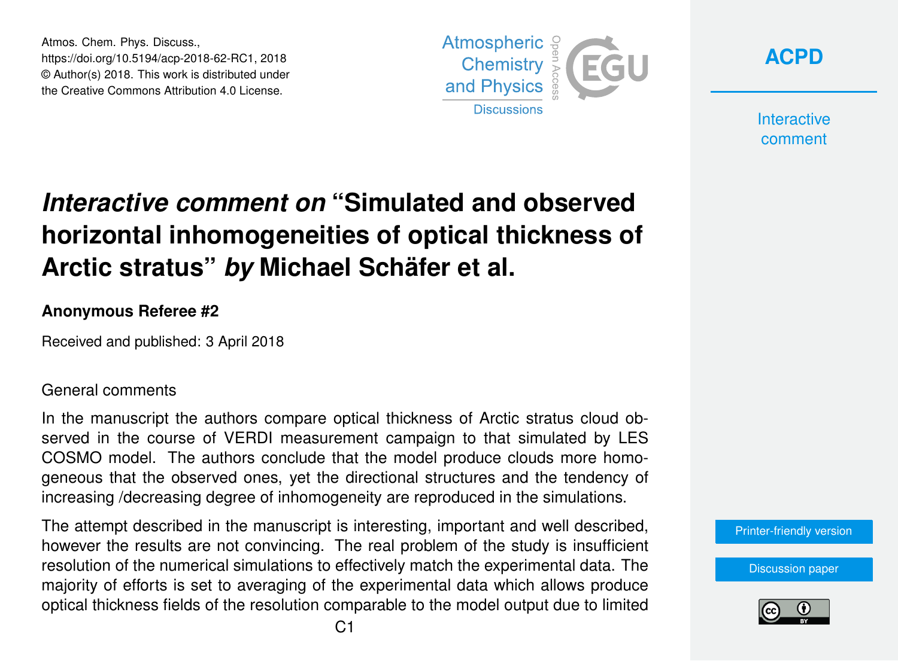# *Interactive comment on* "Simulated and observed horizontal inhomogeneities of optical thickness of Arctic stratus" *by* Michael Schäfer et al.

**Anonymous Referee #2**

Received and published: 3 April 2018

General comments

In the manuscript the authors compare optical thickness of Arctic stratus cloud observed in the course of VERDI measurement campaign to that simulated by LES COSMO model. The authors conclude that the model produce clouds more homogeneous that the observed ones, yet the directional structures and the tendency of increasing /decreasing degree of inhomogeneity are reproduced in the simulations.

The attempt described in the manuscript is interesting, important and well described, however the results are not convincing. The real problem of the study is insufficient resolution of the numerical simulations to effectively match the experimental data. The majority of efforts is set to averaging of the experimental data which allows produce optical thickness fields of the resolution comparable to the model output due to limited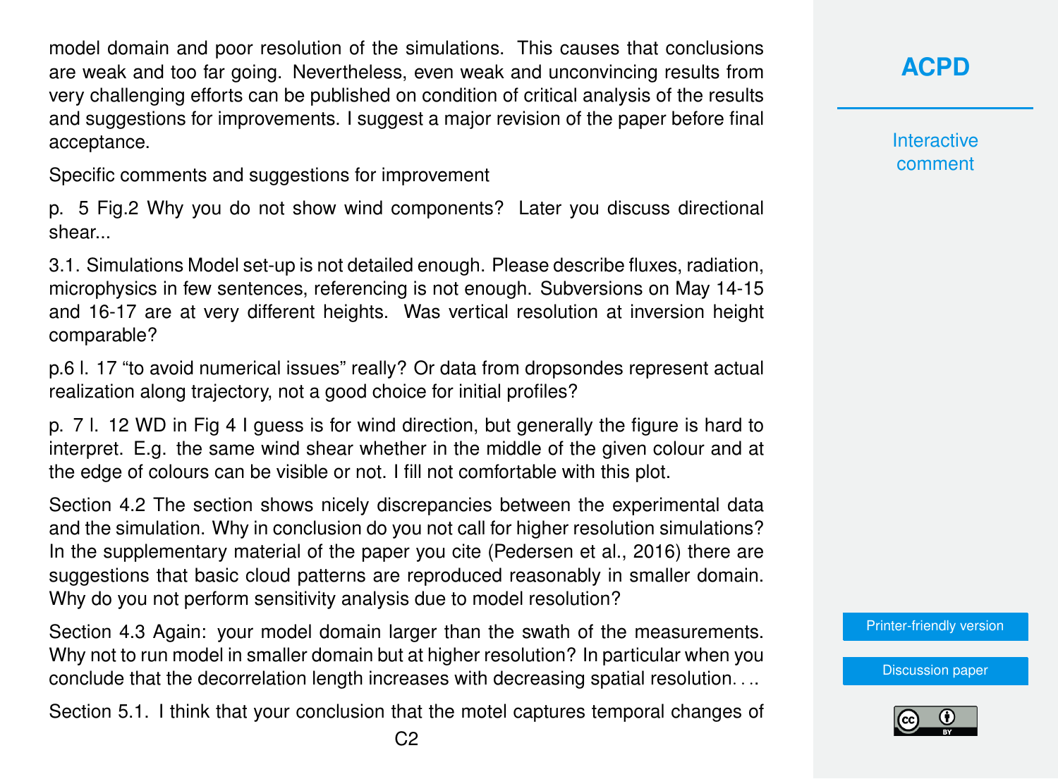model domain and poor resolution of the simulations. This causes that conclusions are weak and too far going. Nevertheless, even weak and unconvincing results from very challenging efforts can be published on condition of critical analysis of the results and suggestions for improvements. I suggest a major revision of the paper before final acceptance.

Specific comments and suggestions for improvement

p. 5 Fig.2 Why you do not show wind components? Later you discuss directional shear...

3.1. Simulations Model set-up is not detailed enough. Please describe fluxes, radiation, microphysics in few sentences, referencing is not enough. Subversions on May 14-15 and 16-17 are at very different heights. Was vertical resolution at inversion height comparable?

p.6 l. 17 "to avoid numerical issues" really? Or data from dropsondes represent actual realization along trajectory, not a good choice for initial profiles?

p. 7 l. 12 WD in Fig 4 I guess is for wind direction, but generally the figure is hard to interpret. E.g. the same wind shear whether in the middle of the given colour and at the edge of colours can be visible or not. I fill not comfortable with this plot.

Section 4.2 The section shows nicely discrepancies between the experimental data and the simulation. Why in conclusion do you not call for higher resolution simulations? In the supplementary material of the paper you cite (Pedersen et al., 2016) there are suggestions that basic cloud patterns are reproduced reasonably in smaller domain. Why do you not perform sensitivity analysis due to model resolution?

Section 4.3 Again: your model domain larger than the swath of the measurements. Why not to run model in smaller domain but at higher resolution? In particular when you conclude that the decorrelation length increases with decreasing spatial resolution. . . .

Section 5.1. I think that your conclusion that the motel captures temporal changes of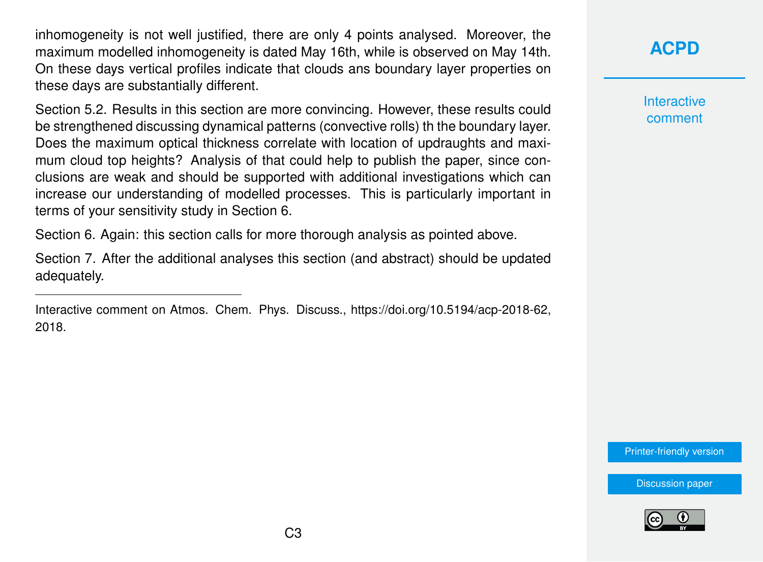inhomogeneity is not well justified, there are only 4 points analysed. Moreover, the maximum modelled inhomogeneity is dated May 16th, while is observed on May 14th. On these days vertical profiles indicate that clouds ans boundary layer properties on these days are substantially different.

Section 5.2. Results in this section are more convincing. However, these results could be strengthened discussing dynamical patterns (convective rolls) th the boundary layer. Does the maximum optical thickness correlate with location of updraughts and maximum cloud top heights? Analysis of that could help to publish the paper, since conclusions are weak and should be supported with additional investigations which can increase our understanding of modelled processes. This is particularly important in terms of your sensitivity study in Section 6.

Section 6. Again: this section calls for more thorough analysis as pointed above.

Section 7. After the additional analyses this section (and abstract) should be updated adequately.

---

Interactive comment on Atmos. Chem. Phys. Discuss., https://doi.org/10.5194/acp-2018-62, 2018.